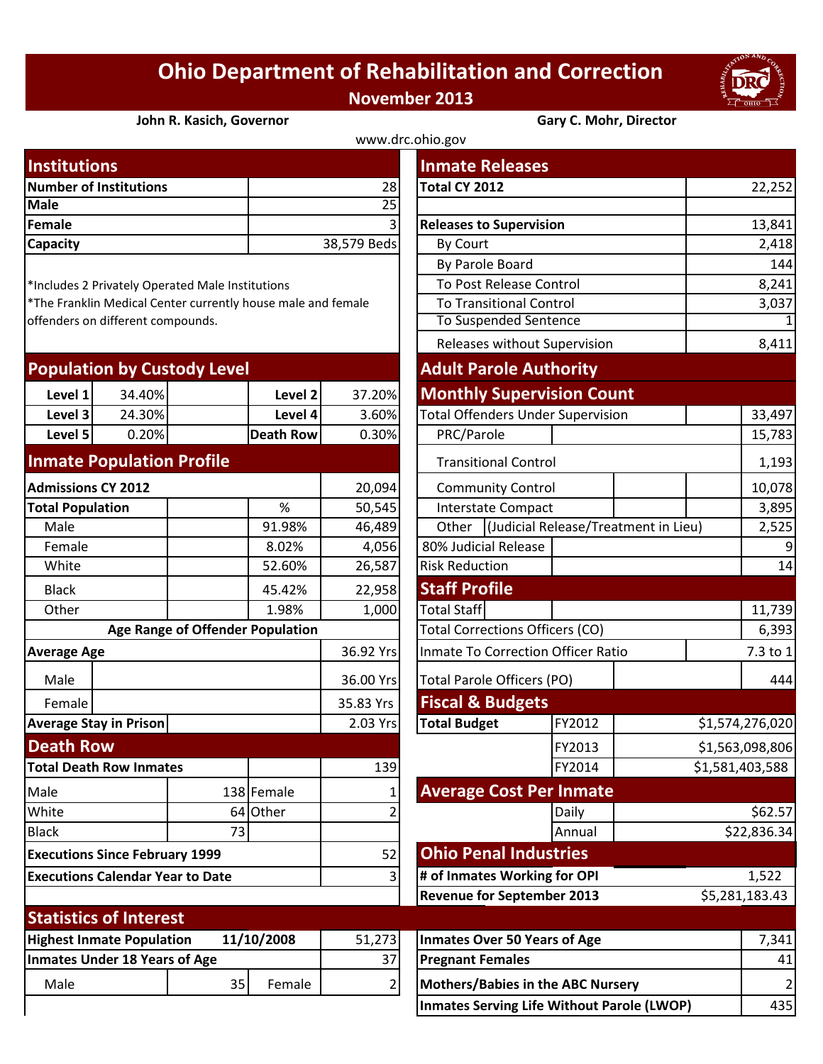# Ohio Department of Rehabilitation and Correction

**November 2013**

**John R. Kasich, Governor** | **Gary C. Mohr, Director**

www.drc.ohio.gov

## Institutions

| | |
|---|---|
| **Number of Institutions** | 28 |
| **Male** | 25 |
| **Female** | 3 |
| **Capacity** | 38,579 Beds |

*Includes 2 Privately Operated Male Institutions
*The Franklin Medical Center currently house male and female offenders on different compounds.

## Population by Custody Level

| | | | |
|---|---|---|---|
| **Level 1** | 34.40% | **Level 2** | 37.20% |
| **Level 3** | 24.30% | **Level 4** | 3.60% |
| **Level 5** | 0.20% | **Death Row** | 0.30% |

## Inmate Population Profile

| | % | |
|---|---|---|
| **Admissions CY 2012** | | 20,094 |
| **Total Population** | % | 50,545 |
| Male | 91.98% | 46,489 |
| Female | 8.02% | 4,056 |
| White | 52.60% | 26,587 |
| Black | 45.42% | 22,958 |
| Other | 1.98% | 1,000 |

**Age Range of Offender Population**

| | |
|---|---|
| **Average Age** | 36.92 Yrs |
| Male | 36.00 Yrs |
| Female | 35.83 Yrs |
| **Average Stay in Prison** | 2.03 Yrs |

## Death Row

| | | | |
|---|---|---|---|
| **Total Death Row Inmates** | | | 139 |
| Male | 138 | Female | 1 |
| White | 64 | Other | 2 |
| Black | 73 | | |
| **Executions Since February 1999** | | | 52 |
| **Executions Calendar Year to Date** | | | 3 |

## Statistics of Interest

| | | | |
|---|---|---|---|
| **Highest Inmate Population** | **11/10/2008** | | 51,273 |
| **Inmates Under 18 Years of Age** | | | 37 |
| Male | 35 | Female | 2 |

| | |
|---|---|
| **Inmates Over 50 Years of Age** | 7,341 |
| **Pregnant Females** | 41 |
| **Mothers/Babies in the ABC Nursery** | 2 |
| **Inmates Serving Life Without Parole (LWOP)** | 435 |

## Inmate Releases

| | |
|---|---|
| **Total CY 2012** | 22,252 |
| **Releases to Supervision** | 13,841 |
| By Court | 2,418 |
| By Parole Board | 144 |
| To Post Release Control | 8,241 |
| To Transitional Control | 3,037 |
| To Suspended Sentence | 1 |
| Releases without Supervision | 8,411 |

## Adult Parole Authority

### Monthly Supervision Count

| | |
|---|---|
| Total Offenders Under Supervision | 33,497 |
| PRC/Parole | 15,783 |
| Transitional Control | 1,193 |
| Community Control | 10,078 |
| Interstate Compact | 3,895 |
| Other (Judicial Release/Treatment in Lieu) | 2,525 |
| 80% Judicial Release | 9 |
| Risk Reduction | 14 |

## Staff Profile

| | |
|---|---|
| Total Staff | 11,739 |
| Total Corrections Officers (CO) | 6,393 |
| Inmate To Correction Officer Ratio | 7.3 to 1 |
| Total Parole Officers (PO) | 444 |

## Fiscal & Budgets

| | | |
|---|---|---|
| **Total Budget** | FY2012 | $1,574,276,020 |
| | FY2013 | $1,563,098,806 |
| | FY2014 | $1,581,403,588 |

## Average Cost Per Inmate

| | |
|---|---|
| Daily | $62.57 |
| Annual | $22,836.34 |

## Ohio Penal Industries

| | |
|---|---|
| **# of Inmates Working for OPI** | 1,522 |
| **Revenue for September 2013** | $5,281,183.43 |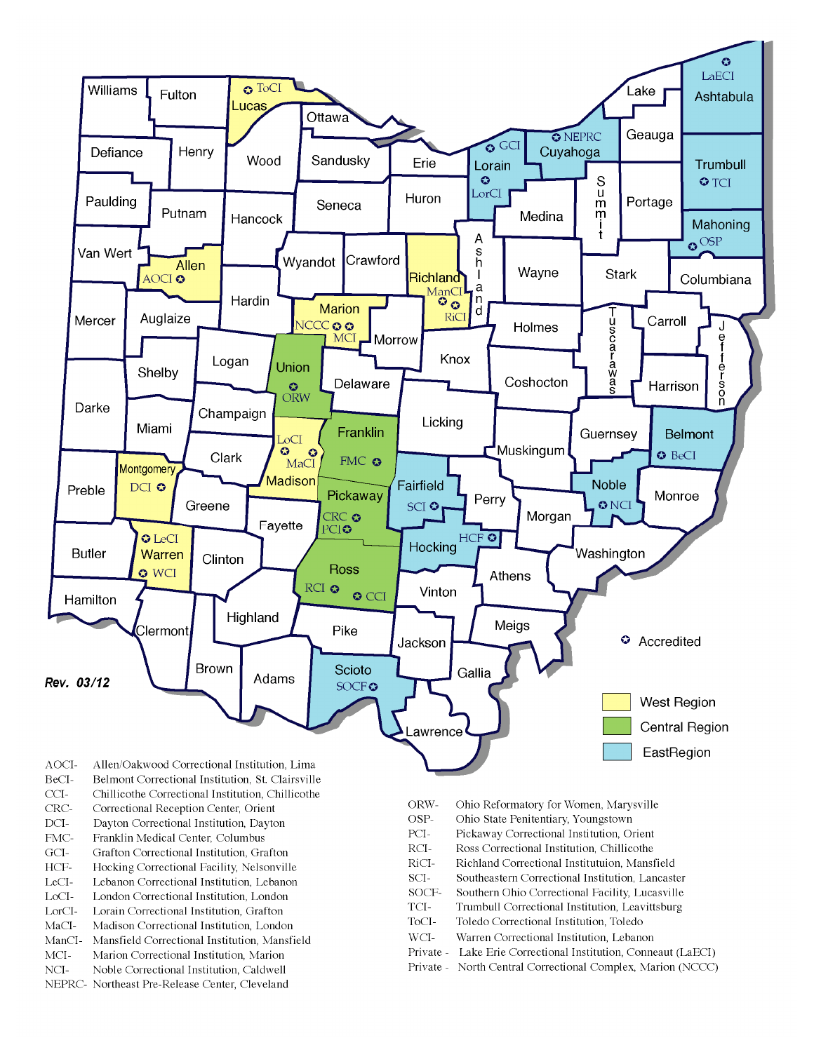Rev. 03/12

✪ Accredited

- West Region
- Central Region
- EastRegion

| | |
|---|---|
| AOCI- | Allen/Oakwood Correctional Institution, Lima |
| BeCI- | Belmont Correctional Institution, St. Clairsville |
| CCI- | Chillicothe Correctional Institution, Chillicothe |
| CRC- | Correctional Reception Center, Orient |
| DCI- | Dayton Correctional Institution, Dayton |
| FMC- | Franklin Medical Center, Columbus |
| GCI- | Grafton Correctional Institution, Grafton |
| HCF- | Hocking Correctional Facility, Nelsonville |
| LeCI- | Lebanon Correctional Institution, Lebanon |
| LoCI- | London Correctional Institution, London |
| LorCI- | Lorain Correctional Institution, Grafton |
| MaCI- | Madison Correctional Institution, London |
| ManCI- | Mansfield Correctional Institution, Mansfield |
| MCI- | Marion Correctional Institution, Marion |
| NCI- | Noble Correctional Institution, Caldwell |
| NEPRC- | Northeast Pre-Release Center, Cleveland |
| ORW- | Ohio Reformatory for Women, Marysville |
| OSP- | Ohio State Penitentiary, Youngstown |
| PCI- | Pickaway Correctional Institution, Orient |
| RCI- | Ross Correctional Institution, Chillicothe |
| RiCI- | Richland Correctional Instituttuion, Mansfield |
| SCI- | Southeastern Correctional Institution, Lancaster |
| SOCF- | Southern Ohio Correctional Facility, Lucasville |
| TCI- | Trumbull Correctional Institution, Leavittsburg |
| ToCI- | Toledo Correctional Institution, Toledo |
| WCI- | Warren Correctional Institution, Lebanon |
| Private - | Lake Erie Correctional Institution, Conneaut (LaECI) |
| Private - | North Central Correctional Complex, Marion (NCCC) |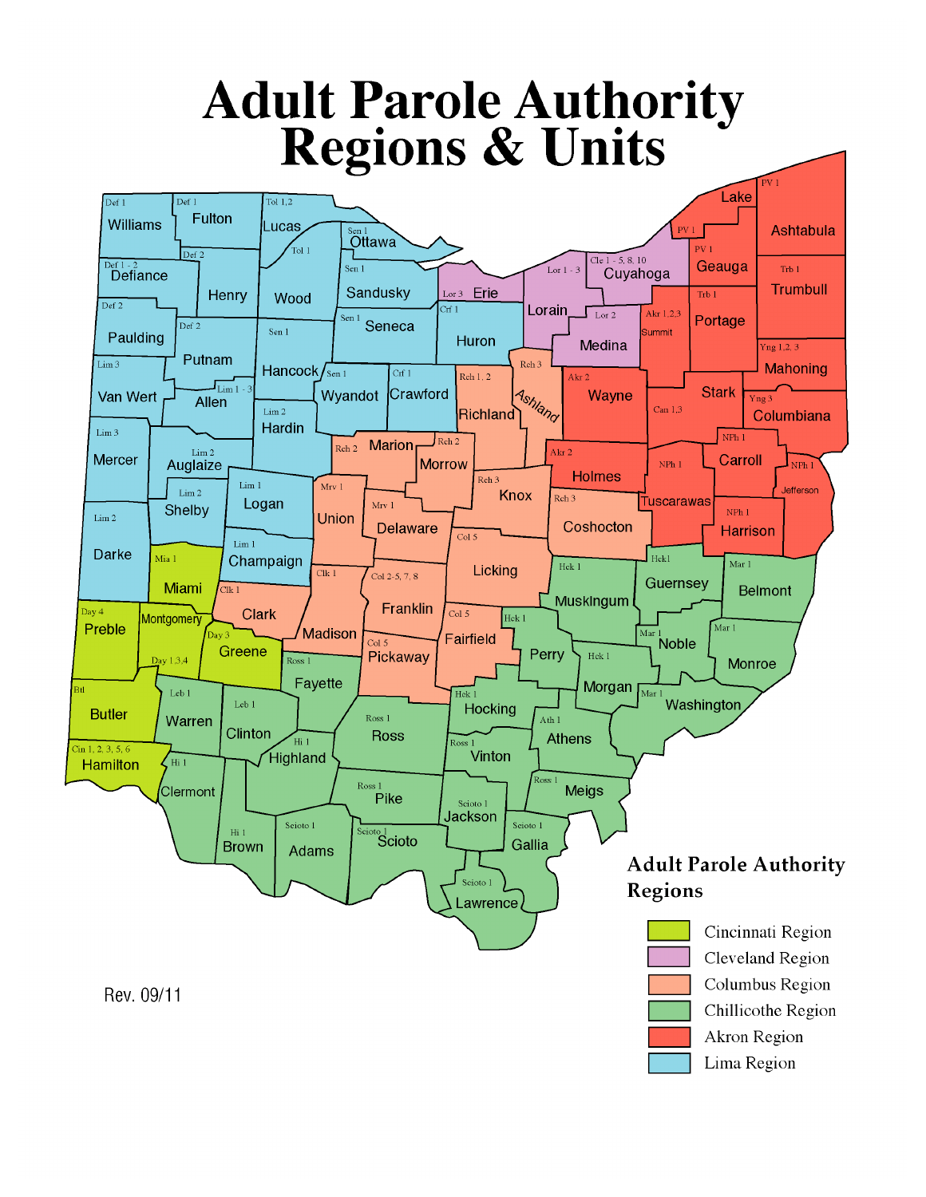# Adult Parole Authority Regions & Units

Def 1
Williams

Def 1
Fulton

Tol 1,2
Lucas

Sen 1
Ottawa

Tol 1
Wood

Def 1 - 2
Defiance

Def 2
Henry

Sen 1
Sandusky

Lor 3
Erie

Lor 1 - 3
Lorain

Cle 1 - 5, 8, 10
Cuyahoga

PV 1
Lake

PV 1
Ashtabula

PV 1
Geauga

Trb 1
Trumbull

Def 2
Paulding

Def 2
Putnam

Sen 1
Hancock

Sen 1
Seneca

Crf 1
Huron

Lor 2
Medina

Akr 1,2,3
Summit

Trb 1
Portage

Yng 1,2, 3
Mahoning

Lim 3
Van Wert

Lim 1 - 3
Allen

Sen 1
Wyandot

Crf 1
Crawford

Rch 1, 2
Richland

Rch 3
Ashland

Akr 2
Wayne

Can 1,3
Stark

Yng 3
Columbiana

Lim 3
Mercer

Lim 2
Auglaize

Lim 2
Hardin

Rch 2
Marion

Rch 2
Morrow

Rch 3
Knox

Akr 2
Holmes

NPh 1
Tuscarawas

NPh 1
Carroll

NPh 1
Jefferson

Lim 2
Shelby

Lim 1
Logan

Mrv 1
Union

Mrv 1
Delaware

Rch 3
Coshocton

NPh 1
Harrison

Lim 2
Darke

Mia 1
Miami

Lim 1
Champaign

Clk 1
Clark

Clk 1
Madison

Col 2-5, 7, 8
Franklin

Col 5
Licking

Hck 1
Muskingum

Hck1
Guernsey

Mar 1
Belmont

Day 4
Preble

Montgomery

Day 1,3,4

Day 3
Greene

Ross 1
Fayette

Col 5
Pickaway

Col 5
Fairfield

Hck 1
Perry

Hck 1
Morgan

Mar 1
Noble

Mar 1
Monroe

Btl
Butler

Leb 1
Warren

Leb 1
Clinton

Hi 1
Highland

Ross 1
Ross

Hck 1
Hocking

Ross 1
Vinton

Ath 1
Athens

Mar 1
Washington

Cin 1, 2, 3, 5, 6
Hamilton

Hi 1
Clermont

Hi 1
Brown

Scioto 1
Adams

Ross 1
Pike

Scioto 1
Scioto

Scioto 1
Jackson

Ross 1
Meigs

Scioto 1
Gallia

Scioto 1
Lawrence

**Adult Parole Authority Regions**

- Cincinnati Region
- Cleveland Region
- Columbus Region
- Chillicothe Region
- Akron Region
- Lima Region

Rev. 09/11